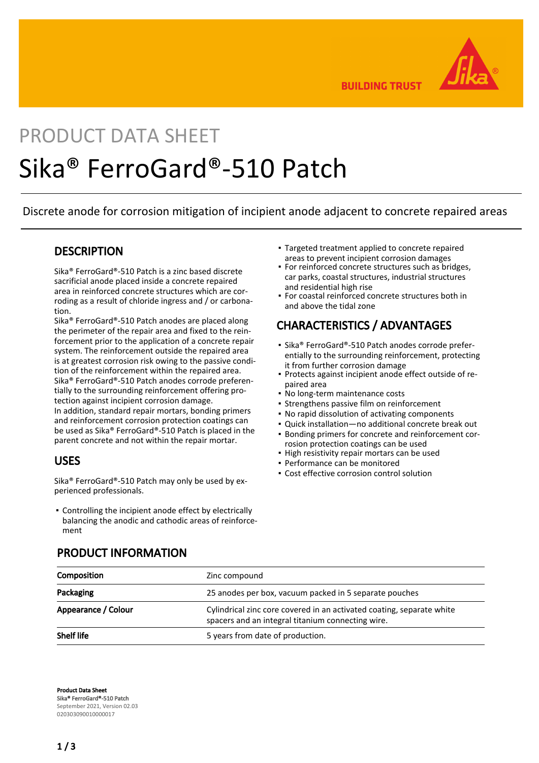# PRODUCT DATA SHEET

# Sika® FerroGard®-510 Patch

Discrete anode for corrosion mitigation of incipient anode adjacent to concrete repaired areas

## DESCRIPTION

Sika® FerroGard®-510 Patch is a zinc based discrete sacrificial anode placed inside a concrete repaired area in reinforced concrete structures which are corroding as a result of chloride ingress and / or carbonation.

Sika® FerroGard®-510 Patch anodes are placed along the perimeter of the repair area and fixed to the reinforcement prior to the application of a concrete repair system. The reinforcement outside the repaired area is at greatest corrosion risk owing to the passive condition of the reinforcement within the repaired area. Sika® FerroGard®-510 Patch anodes corrode preferentially to the surrounding reinforcement offering protection against incipient corrosion damage.

In addition, standard repair mortars, bonding primers and reinforcement corrosion protection coatings can be used as Sika® FerroGard®-510 Patch is placed in the parent concrete and not within the repair mortar.

## USES

Sika® FerroGard®-510 Patch may only be used by experienced professionals.

- Controlling the incipient anode effect by electrically balancing the anodic and cathodic areas of reinforcement
- Targeted treatment applied to concrete repaired areas to prevent incipient corrosion damages
- For reinforced concrete structures such as bridges, car parks, coastal structures, industrial structures and residential high rise
- For coastal reinforced concrete structures both in and above the tidal zone

## CHARACTERISTICS / ADVANTAGES

- Sika® FerroGard®-510 Patch anodes corrode preferentially to the surrounding reinforcement, protecting it from further corrosion damage
- Protects against incipient anode effect outside of repaired area
- No long-term maintenance costs
- Strengthens passive film on reinforcement
- No rapid dissolution of activating components
- Quick installation—no additional concrete break out
- Bonding primers for concrete and reinforcement corrosion protection coatings can be used
- High resistivity repair mortars can be used
- Performance can be monitored
- Cost effective corrosion control solution

## PRODUCT INFORMATION

| | |
|---|---|
| **Composition** | Zinc compound |
| **Packaging** | 25 anodes per box, vacuum packed in 5 separate pouches |
| **Appearance / Colour** | Cylindrical zinc core covered in an activated coating, separate white spacers and an integral titanium connecting wire. |
| **Shelf life** | 5 years from date of production. |

**Product Data Sheet**
Sika® FerroGard®-510 Patch
September 2021, Version 02.03
020303090010000017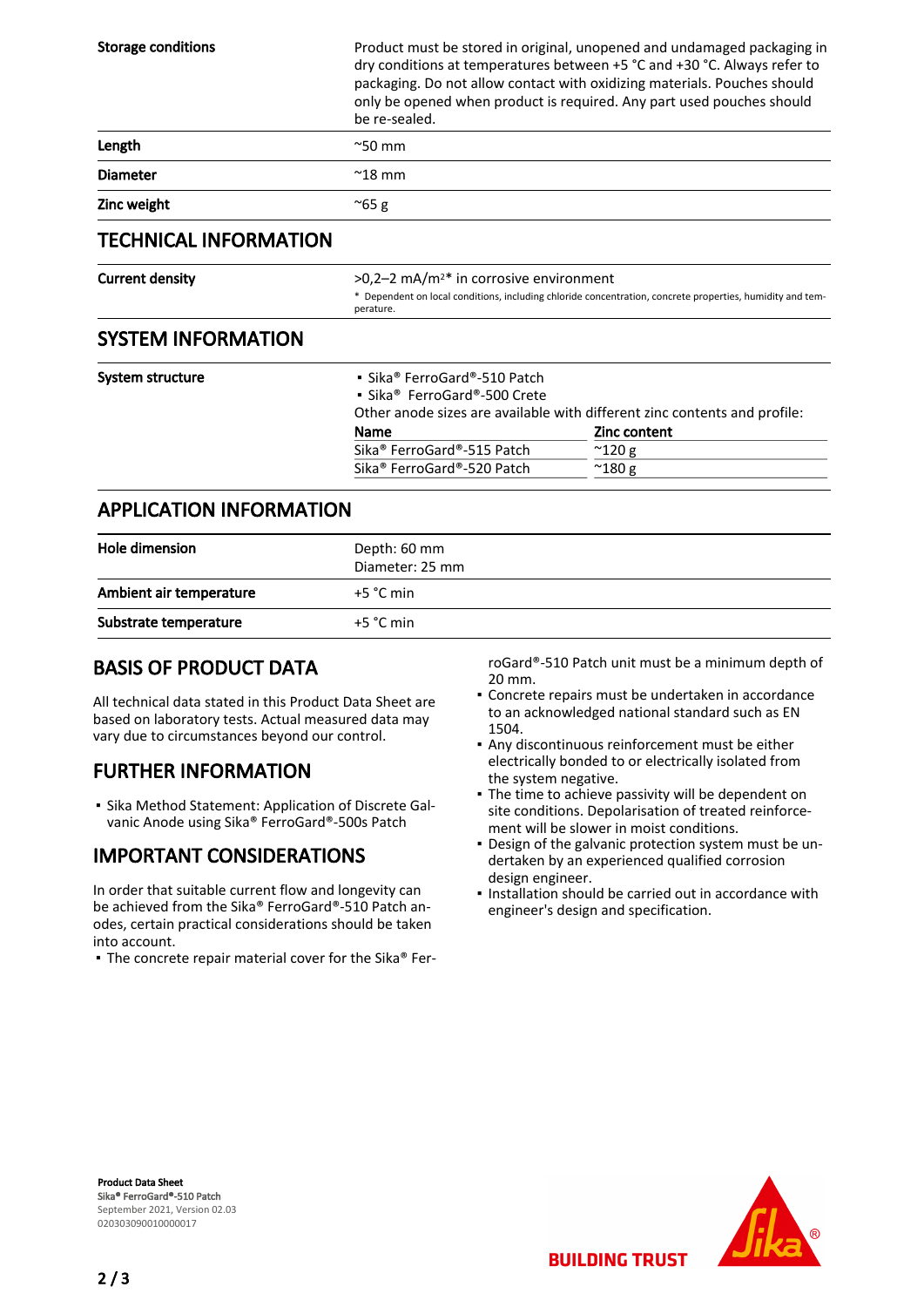| | |
|---|---|
| **Storage conditions** | Product must be stored in original, unopened and undamaged packaging in dry conditions at temperatures between +5 °C and +30 °C. Always refer to packaging. Do not allow contact with oxidizing materials. Pouches should only be opened when product is required. Any part used pouches should be re-sealed. |
| **Length** | ~50 mm |
| **Diameter** | ~18 mm |
| **Zinc weight** | ~65 g |

## TECHNICAL INFORMATION

| | |
|---|---|
| **Current density** | >0,2–2 mA/m²* in corrosive environment<br>* Dependent on local conditions, including chloride concentration, concrete properties, humidity and temperature. |

## SYSTEM INFORMATION

**System structure**

- Sika® FerroGard®-510 Patch
- Sika® FerroGard®-500 Crete

Other anode sizes are available with different zinc contents and profile:

| Name | Zinc content |
|---|---|
| Sika® FerroGard®-515 Patch | ~120 g |
| Sika® FerroGard®-520 Patch | ~180 g |

## APPLICATION INFORMATION

| | |
|---|---|
| **Hole dimension** | Depth: 60 mm<br>Diameter: 25 mm |
| **Ambient air temperature** | +5 °C min |
| **Substrate temperature** | +5 °C min |

## BASIS OF PRODUCT DATA

All technical data stated in this Product Data Sheet are based on laboratory tests. Actual measured data may vary due to circumstances beyond our control.

## FURTHER INFORMATION

- Sika Method Statement: Application of Discrete Galvanic Anode using Sika® FerroGard®-500s Patch

## IMPORTANT CONSIDERATIONS

In order that suitable current flow and longevity can be achieved from the Sika® FerroGard®-510 Patch anodes, certain practical considerations should be taken into account.

- The concrete repair material cover for the Sika® FerroGard®-510 Patch unit must be a minimum depth of 20 mm.
- Concrete repairs must be undertaken in accordance to an acknowledged national standard such as EN 1504.
- Any discontinuous reinforcement must be either electrically bonded to or electrically isolated from the system negative.
- The time to achieve passivity will be dependent on site conditions. Depolarisation of treated reinforcement will be slower in moist conditions.
- Design of the galvanic protection system must be undertaken by an experienced qualified corrosion design engineer.
- Installation should be carried out in accordance with engineer's design and specification.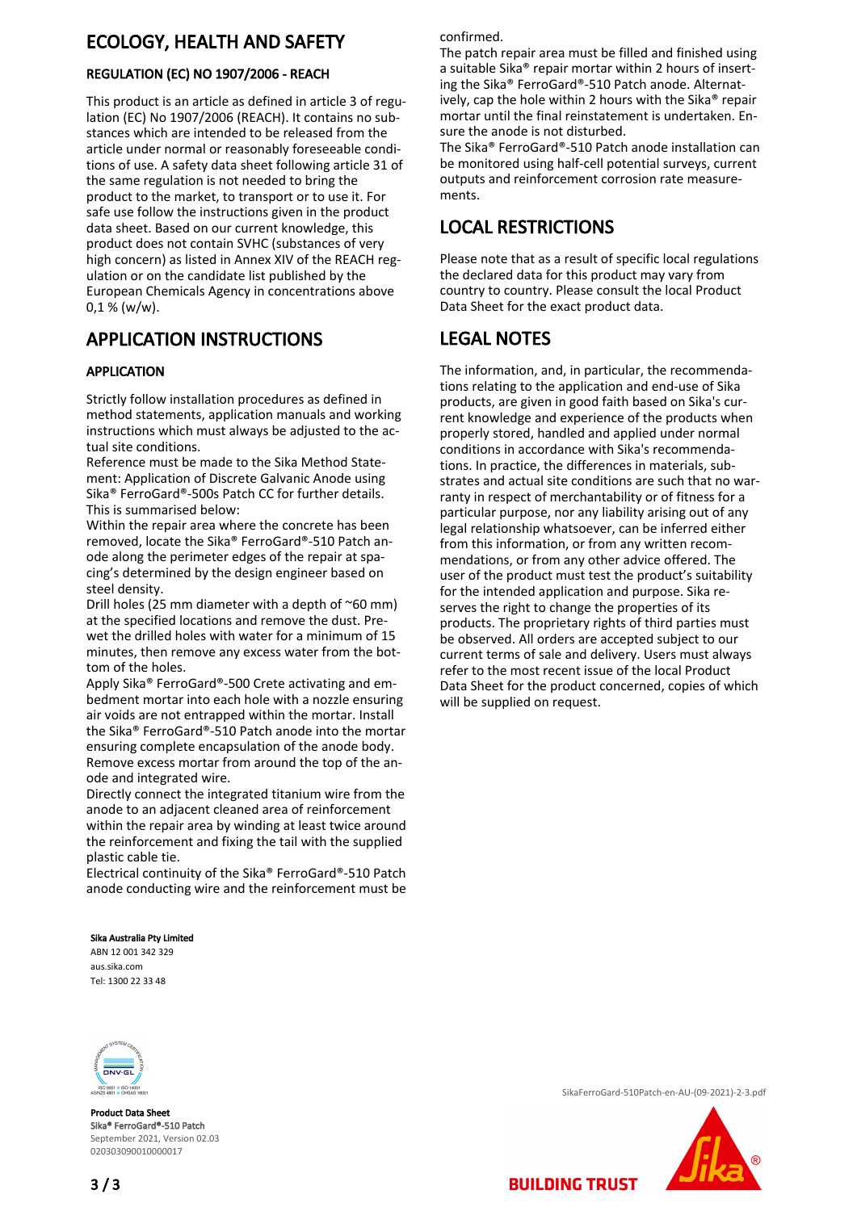## ECOLOGY, HEALTH AND SAFETY

### REGULATION (EC) NO 1907/2006 - REACH

This product is an article as defined in article 3 of regulation (EC) No 1907/2006 (REACH). It contains no substances which are intended to be released from the article under normal or reasonably foreseeable conditions of use. A safety data sheet following article 31 of the same regulation is not needed to bring the product to the market, to transport or to use it. For safe use follow the instructions given in the product data sheet. Based on our current knowledge, this product does not contain SVHC (substances of very high concern) as listed in Annex XIV of the REACH regulation or on the candidate list published by the European Chemicals Agency in concentrations above 0,1 % (w/w).

## APPLICATION INSTRUCTIONS

### APPLICATION

Strictly follow installation procedures as defined in method statements, application manuals and working instructions which must always be adjusted to the actual site conditions.
Reference must be made to the Sika Method Statement: Application of Discrete Galvanic Anode using Sika® FerroGard®-500s Patch CC for further details. This is summarised below:
Within the repair area where the concrete has been removed, locate the Sika® FerroGard®-510 Patch anode along the perimeter edges of the repair at spacing's determined by the design engineer based on steel density.
Drill holes (25 mm diameter with a depth of ~60 mm) at the specified locations and remove the dust. Prewet the drilled holes with water for a minimum of 15 minutes, then remove any excess water from the bottom of the holes.
Apply Sika® FerroGard®-500 Crete activating and embedment mortar into each hole with a nozzle ensuring air voids are not entrapped within the mortar. Install the Sika® FerroGard®-510 Patch anode into the mortar ensuring complete encapsulation of the anode body. Remove excess mortar from around the top of the anode and integrated wire.
Directly connect the integrated titanium wire from the anode to an adjacent cleaned area of reinforcement within the repair area by winding at least twice around the reinforcement and fixing the tail with the supplied plastic cable tie.
Electrical continuity of the Sika® FerroGard®-510 Patch anode conducting wire and the reinforcement must be confirmed.
The patch repair area must be filled and finished using a suitable Sika® repair mortar within 2 hours of inserting the Sika® FerroGard®-510 Patch anode. Alternatively, cap the hole within 2 hours with the Sika® repair mortar until the final reinstatement is undertaken. Ensure the anode is not disturbed.
The Sika® FerroGard®-510 Patch anode installation can be monitored using half-cell potential surveys, current outputs and reinforcement corrosion rate measurements.

## LOCAL RESTRICTIONS

Please note that as a result of specific local regulations the declared data for this product may vary from country to country. Please consult the local Product Data Sheet for the exact product data.

## LEGAL NOTES

The information, and, in particular, the recommendations relating to the application and end-use of Sika products, are given in good faith based on Sika's current knowledge and experience of the products when properly stored, handled and applied under normal conditions in accordance with Sika's recommendations. In practice, the differences in materials, substrates and actual site conditions are such that no warranty in respect of merchantability or of fitness for a particular purpose, nor any liability arising out of any legal relationship whatsoever, can be inferred either from this information, or from any written recommendations, or from any other advice offered. The user of the product must test the product's suitability for the intended application and purpose. Sika reserves the right to change the properties of its products. The proprietary rights of third parties must be observed. All orders are accepted subject to our current terms of sale and delivery. Users must always refer to the most recent issue of the local Product Data Sheet for the product concerned, copies of which will be supplied on request.

**Sika Australia Pty Limited**
ABN 12 001 342 329
aus.sika.com
Tel: 1300 22 33 48

**Product Data Sheet**
**Sika® FerroGard®-510 Patch**
September 2021, Version 02.03
020303090010000017

SikaFerroGard-510Patch-en-AU-(09-2021)-2-3.pdf

BUILDING TRUST